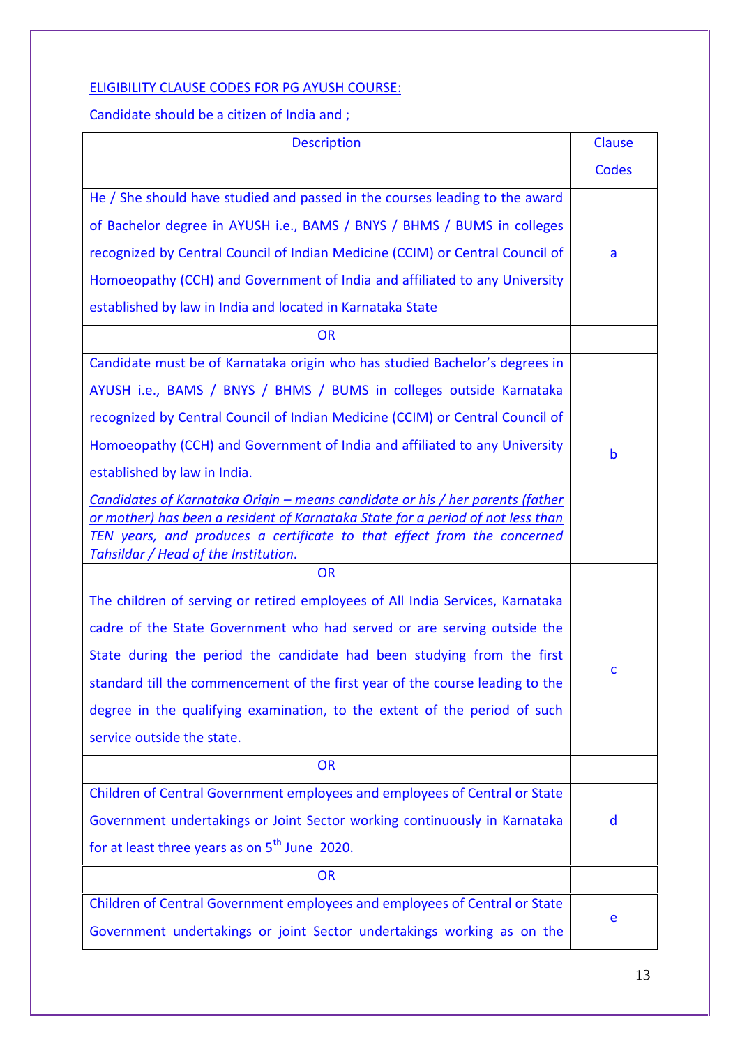ELIGIBILITY CLAUSE CODES FOR PG AYUSH COURSE:

Candidate should be a citizen of India and ;

| Description | Clause Codes |
|---|---|
| He / She should have studied and passed in the courses leading to the award of Bachelor degree in AYUSH i.e., BAMS / BNYS / BHMS / BUMS in colleges recognized by Central Council of Indian Medicine (CCIM) or Central Council of Homoeopathy (CCH) and Government of India and affiliated to any University established by law in India and located in Karnataka State | a |
| OR | |
| Candidate must be of Karnataka origin who has studied Bachelor's degrees in AYUSH i.e., BAMS / BNYS / BHMS / BUMS in colleges outside Karnataka recognized by Central Council of Indian Medicine (CCIM) or Central Council of Homoeopathy (CCH) and Government of India and affiliated to any University established by law in India. *Candidates of Karnataka Origin – means candidate or his / her parents (father or mother) has been a resident of Karnataka State for a period of not less than TEN years, and produces a certificate to that effect from the concerned Tahsildar / Head of the Institution*. | b |
| OR | |
| The children of serving or retired employees of All India Services, Karnataka cadre of the State Government who had served or are serving outside the State during the period the candidate had been studying from the first standard till the commencement of the first year of the course leading to the degree in the qualifying examination, to the extent of the period of such service outside the state. | c |
| OR | |
| Children of Central Government employees and employees of Central or State Government undertakings or Joint Sector working continuously in Karnataka for at least three years as on 5th June 2020. | d |
| OR | |
| Children of Central Government employees and employees of Central or State Government undertakings or joint Sector undertakings working as on the | e |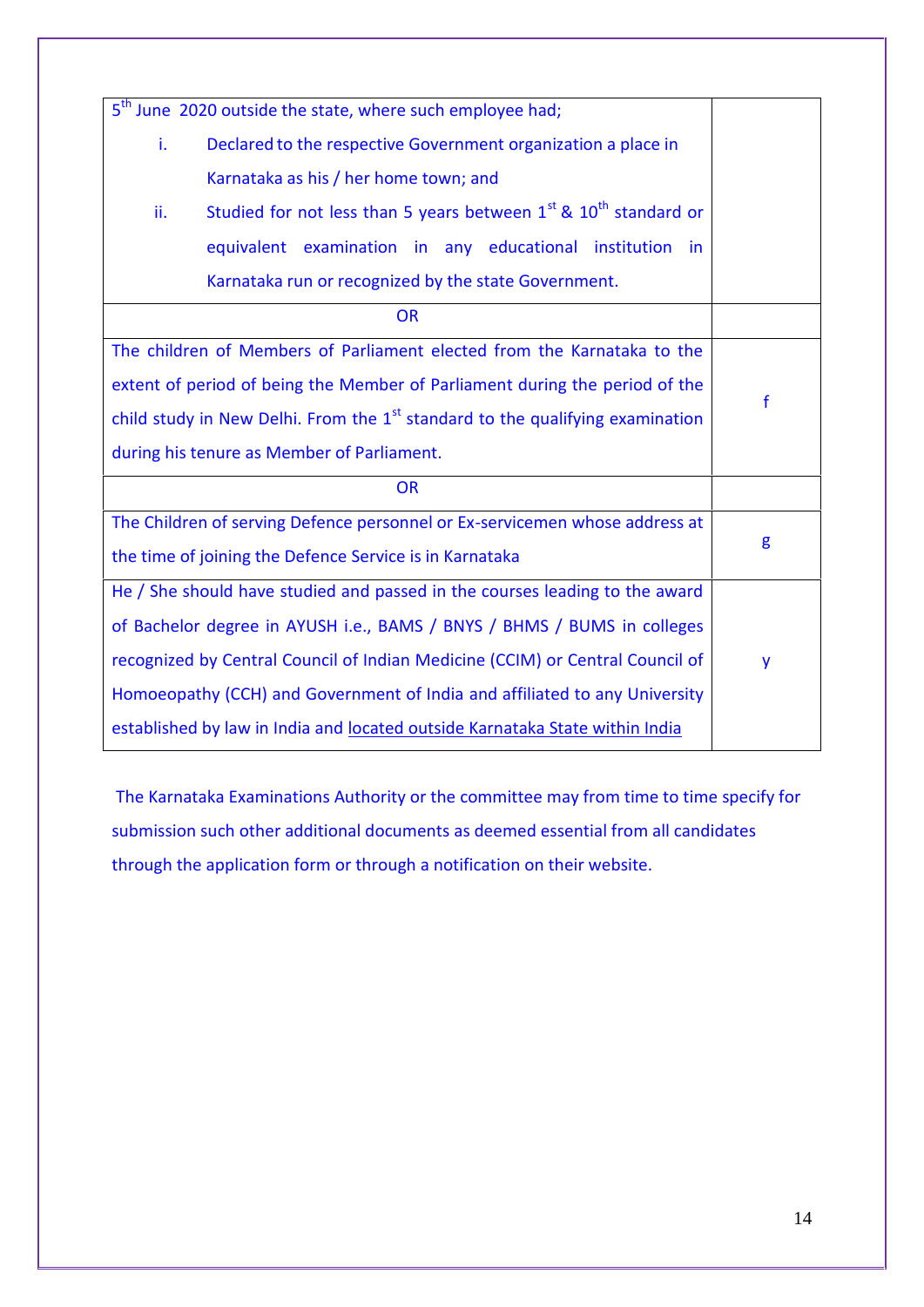| | |
|---|---|
| 5th June 2020 outside the state, where such employee had;<br>i. Declared to the respective Government organization a place in Karnataka as his / her home town; and<br>ii. Studied for not less than 5 years between 1st & 10th standard or equivalent examination in any educational institution in Karnataka run or recognized by the state Government. | |
| OR | |
| The children of Members of Parliament elected from the Karnataka to the extent of period of being the Member of Parliament during the period of the child study in New Delhi. From the 1st standard to the qualifying examination during his tenure as Member of Parliament. | f |
| OR | |
| The Children of serving Defence personnel or Ex-servicemen whose address at the time of joining the Defence Service is in Karnataka | g |
| He / She should have studied and passed in the courses leading to the award of Bachelor degree in AYUSH i.e., BAMS / BNYS / BHMS / BUMS in colleges recognized by Central Council of Indian Medicine (CCIM) or Central Council of Homoeopathy (CCH) and Government of India and affiliated to any University established by law in India and <u>located outside Karnataka State within India</u> | y |

The Karnataka Examinations Authority or the committee may from time to time specify for submission such other additional documents as deemed essential from all candidates through the application form or through a notification on their website.